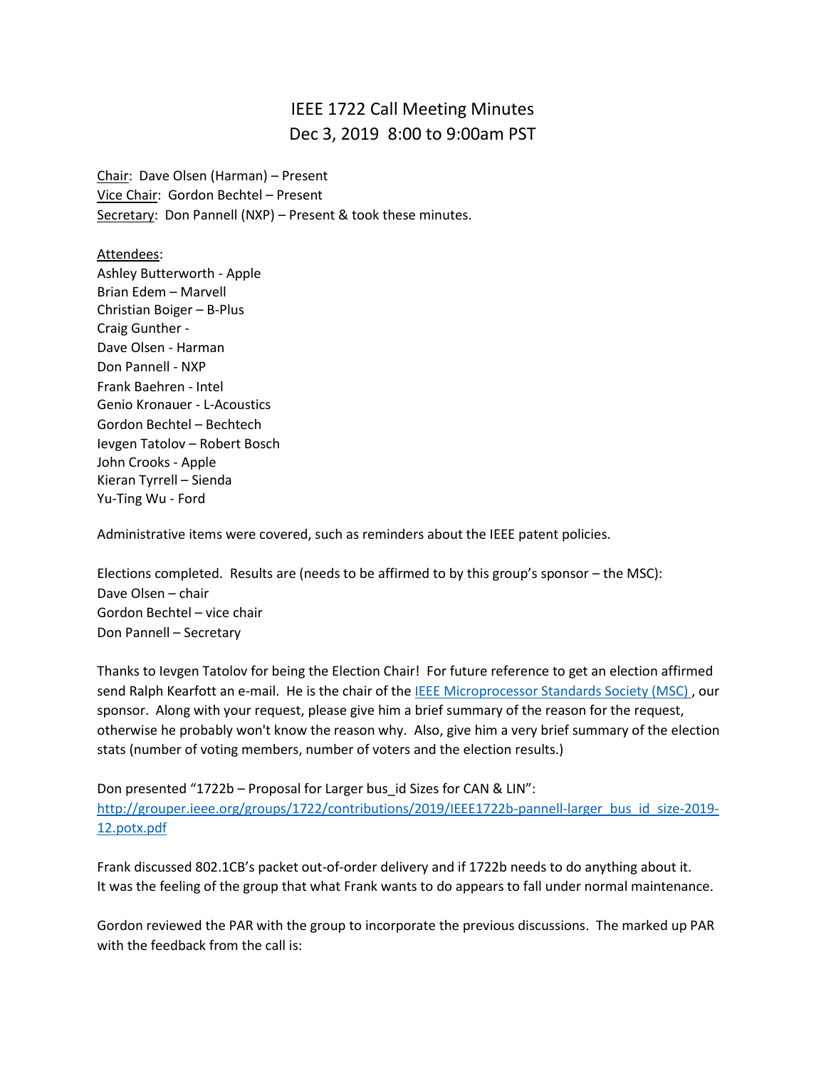# IEEE 1722 Call Meeting Minutes

## Dec 3, 2019 8:00 to 9:00am PST

Chair: Dave Olsen (Harman) – Present
Vice Chair: Gordon Bechtel – Present
Secretary: Don Pannell (NXP) – Present & took these minutes.

Attendees:
Ashley Butterworth - Apple
Brian Edem – Marvell
Christian Boiger – B-Plus
Craig Gunther -
Dave Olsen - Harman
Don Pannell - NXP
Frank Baehren - Intel
Genio Kronauer - L-Acoustics
Gordon Bechtel – Bechtech
Ievgen Tatolov – Robert Bosch
John Crooks - Apple
Kieran Tyrrell – Sienda
Yu-Ting Wu - Ford

Administrative items were covered, such as reminders about the IEEE patent policies.

Elections completed. Results are (needs to be affirmed to by this group's sponsor – the MSC):
Dave Olsen – chair
Gordon Bechtel – vice chair
Don Pannell – Secretary

Thanks to Ievgen Tatolov for being the Election Chair! For future reference to get an election affirmed send Ralph Kearfott an e-mail. He is the chair of the IEEE Microprocessor Standards Society (MSC), our sponsor. Along with your request, please give him a brief summary of the reason for the request, otherwise he probably won't know the reason why. Also, give him a very brief summary of the election stats (number of voting members, number of voters and the election results.)

Don presented "1722b – Proposal for Larger bus_id Sizes for CAN & LIN":
http://grouper.ieee.org/groups/1722/contributions/2019/IEEE1722b-pannell-larger_bus_id_size-2019-12.potx.pdf

Frank discussed 802.1CB's packet out-of-order delivery and if 1722b needs to do anything about it.
It was the feeling of the group that what Frank wants to do appears to fall under normal maintenance.

Gordon reviewed the PAR with the group to incorporate the previous discussions. The marked up PAR with the feedback from the call is: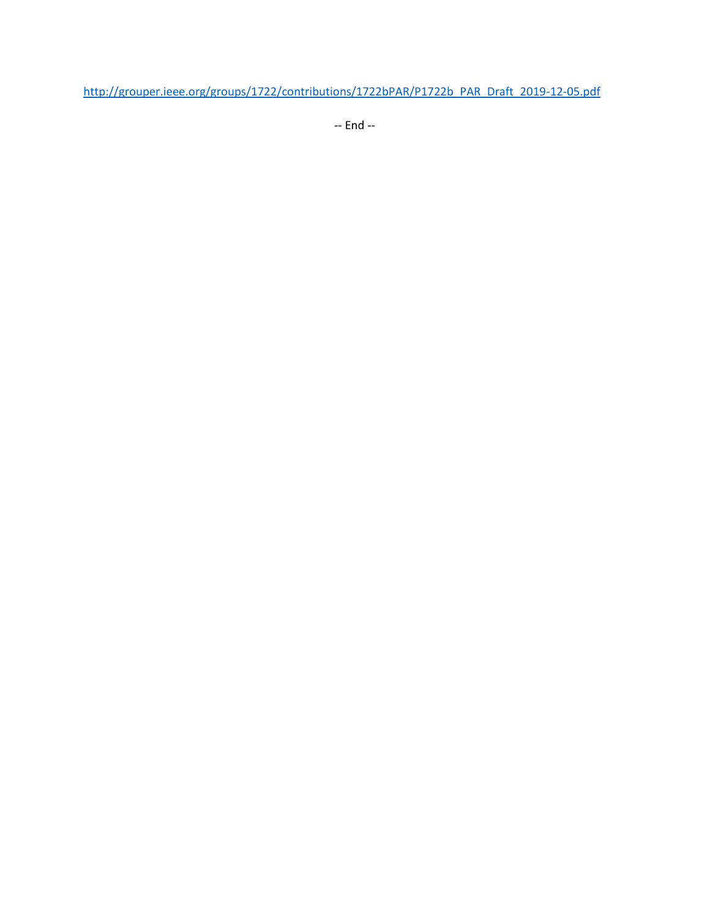http://grouper.ieee.org/groups/1722/contributions/1722bPAR/P1722b_PAR_Draft_2019-12-05.pdf

-- End --